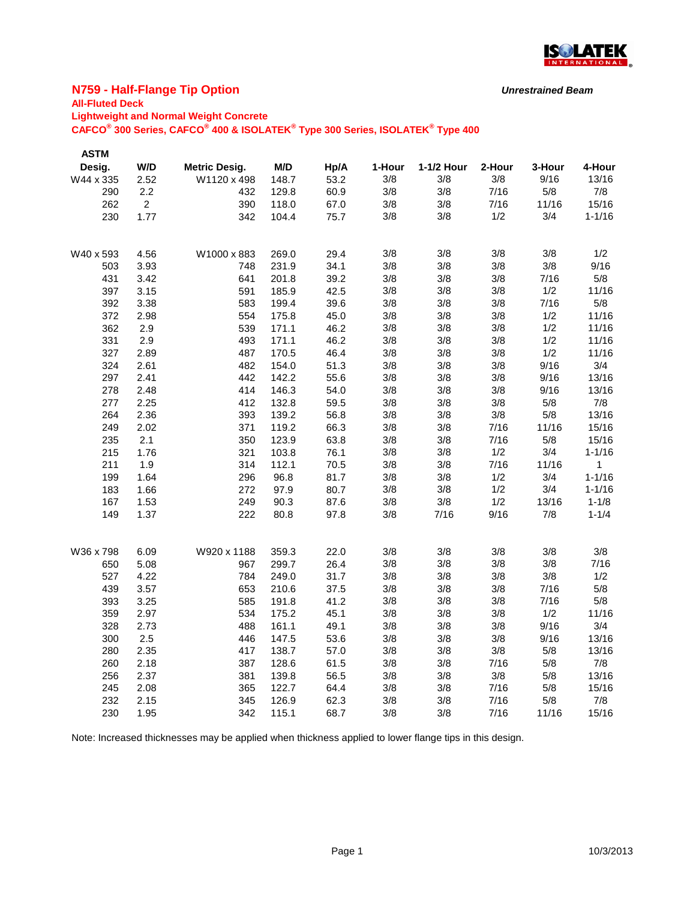ISOLATEK INTERNATIONAL

## N759 - Half-Flange Tip Option

***Unrestrained Beam***

**All-Fluted Deck**

**Lightweight and Normal Weight Concrete**

**CAFCO® 300 Series, CAFCO® 400 & ISOLATEK® Type 300 Series, ISOLATEK® Type 400**

| ASTM Desig. | W/D | Metric Desig. | M/D | Hp/A | 1-Hour | 1-1/2 Hour | 2-Hour | 3-Hour | 4-Hour |
|---|---|---|---|---|---|---|---|---|---|
| W44 x 335 | 2.52 | W1120 x 498 | 148.7 | 53.2 | 3/8 | 3/8 | 3/8 | 9/16 | 13/16 |
| 290 | 2.2 | 432 | 129.8 | 60.9 | 3/8 | 3/8 | 7/16 | 5/8 | 7/8 |
| 262 | 2 | 390 | 118.0 | 67.0 | 3/8 | 3/8 | 7/16 | 11/16 | 15/16 |
| 230 | 1.77 | 342 | 104.4 | 75.7 | 3/8 | 3/8 | 1/2 | 3/4 | 1-1/16 |
| | | | | | | | | | |
| W40 x 593 | 4.56 | W1000 x 883 | 269.0 | 29.4 | 3/8 | 3/8 | 3/8 | 3/8 | 1/2 |
| 503 | 3.93 | 748 | 231.9 | 34.1 | 3/8 | 3/8 | 3/8 | 3/8 | 9/16 |
| 431 | 3.42 | 641 | 201.8 | 39.2 | 3/8 | 3/8 | 3/8 | 7/16 | 5/8 |
| 397 | 3.15 | 591 | 185.9 | 42.5 | 3/8 | 3/8 | 3/8 | 1/2 | 11/16 |
| 392 | 3.38 | 583 | 199.4 | 39.6 | 3/8 | 3/8 | 3/8 | 7/16 | 5/8 |
| 372 | 2.98 | 554 | 175.8 | 45.0 | 3/8 | 3/8 | 3/8 | 1/2 | 11/16 |
| 362 | 2.9 | 539 | 171.1 | 46.2 | 3/8 | 3/8 | 3/8 | 1/2 | 11/16 |
| 331 | 2.9 | 493 | 171.1 | 46.2 | 3/8 | 3/8 | 3/8 | 1/2 | 11/16 |
| 327 | 2.89 | 487 | 170.5 | 46.4 | 3/8 | 3/8 | 3/8 | 1/2 | 11/16 |
| 324 | 2.61 | 482 | 154.0 | 51.3 | 3/8 | 3/8 | 3/8 | 9/16 | 3/4 |
| 297 | 2.41 | 442 | 142.2 | 55.6 | 3/8 | 3/8 | 3/8 | 9/16 | 13/16 |
| 278 | 2.48 | 414 | 146.3 | 54.0 | 3/8 | 3/8 | 3/8 | 9/16 | 13/16 |
| 277 | 2.25 | 412 | 132.8 | 59.5 | 3/8 | 3/8 | 3/8 | 5/8 | 7/8 |
| 264 | 2.36 | 393 | 139.2 | 56.8 | 3/8 | 3/8 | 3/8 | 5/8 | 13/16 |
| 249 | 2.02 | 371 | 119.2 | 66.3 | 3/8 | 3/8 | 7/16 | 11/16 | 15/16 |
| 235 | 2.1 | 350 | 123.9 | 63.8 | 3/8 | 3/8 | 7/16 | 5/8 | 15/16 |
| 215 | 1.76 | 321 | 103.8 | 76.1 | 3/8 | 3/8 | 1/2 | 3/4 | 1-1/16 |
| 211 | 1.9 | 314 | 112.1 | 70.5 | 3/8 | 3/8 | 7/16 | 11/16 | 1 |
| 199 | 1.64 | 296 | 96.8 | 81.7 | 3/8 | 3/8 | 1/2 | 3/4 | 1-1/16 |
| 183 | 1.66 | 272 | 97.9 | 80.7 | 3/8 | 3/8 | 1/2 | 3/4 | 1-1/16 |
| 167 | 1.53 | 249 | 90.3 | 87.6 | 3/8 | 3/8 | 1/2 | 13/16 | 1-1/8 |
| 149 | 1.37 | 222 | 80.8 | 97.8 | 3/8 | 7/16 | 9/16 | 7/8 | 1-1/4 |
| | | | | | | | | | |
| W36 x 798 | 6.09 | W920 x 1188 | 359.3 | 22.0 | 3/8 | 3/8 | 3/8 | 3/8 | 3/8 |
| 650 | 5.08 | 967 | 299.7 | 26.4 | 3/8 | 3/8 | 3/8 | 3/8 | 7/16 |
| 527 | 4.22 | 784 | 249.0 | 31.7 | 3/8 | 3/8 | 3/8 | 3/8 | 1/2 |
| 439 | 3.57 | 653 | 210.6 | 37.5 | 3/8 | 3/8 | 3/8 | 7/16 | 5/8 |
| 393 | 3.25 | 585 | 191.8 | 41.2 | 3/8 | 3/8 | 3/8 | 7/16 | 5/8 |
| 359 | 2.97 | 534 | 175.2 | 45.1 | 3/8 | 3/8 | 3/8 | 1/2 | 11/16 |
| 328 | 2.73 | 488 | 161.1 | 49.1 | 3/8 | 3/8 | 3/8 | 9/16 | 3/4 |
| 300 | 2.5 | 446 | 147.5 | 53.6 | 3/8 | 3/8 | 3/8 | 9/16 | 13/16 |
| 280 | 2.35 | 417 | 138.7 | 57.0 | 3/8 | 3/8 | 3/8 | 5/8 | 13/16 |
| 260 | 2.18 | 387 | 128.6 | 61.5 | 3/8 | 3/8 | 7/16 | 5/8 | 7/8 |
| 256 | 2.37 | 381 | 139.8 | 56.5 | 3/8 | 3/8 | 3/8 | 5/8 | 13/16 |
| 245 | 2.08 | 365 | 122.7 | 64.4 | 3/8 | 3/8 | 7/16 | 5/8 | 15/16 |
| 232 | 2.15 | 345 | 126.9 | 62.3 | 3/8 | 3/8 | 7/16 | 5/8 | 7/8 |
| 230 | 1.95 | 342 | 115.1 | 68.7 | 3/8 | 3/8 | 7/16 | 11/16 | 15/16 |

Note: Increased thicknesses may be applied when thickness applied to lower flange tips in this design.

10/3/2013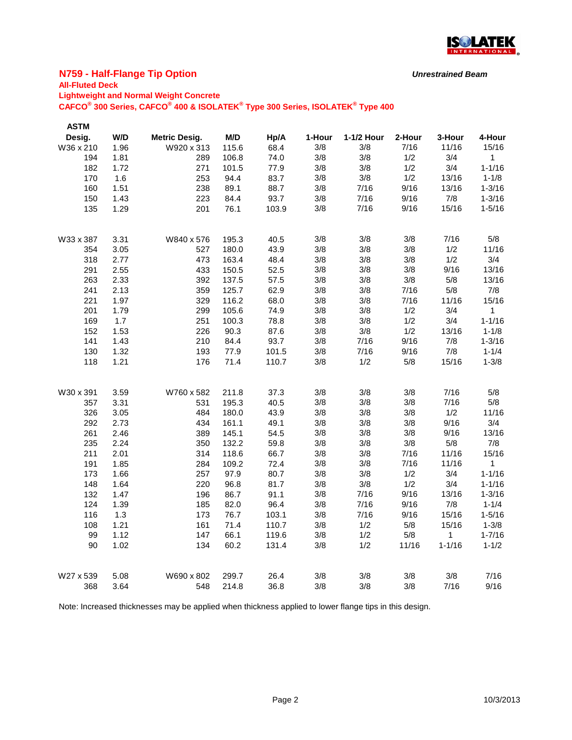## N759 - Half-Flange Tip Option

*Unrestrained Beam*

**All-Fluted Deck**

**Lightweight and Normal Weight Concrete**

**CAFCO® 300 Series, CAFCO® 400 & ISOLATEK® Type 300 Series, ISOLATEK® Type 400**

| ASTM Desig. | W/D | Metric Desig. | M/D | Hp/A | 1-Hour | 1-1/2 Hour | 2-Hour | 3-Hour | 4-Hour |
|---|---|---|---|---|---|---|---|---|---|
| W36 x 210 | 1.96 | W920 x 313 | 115.6 | 68.4 | 3/8 | 3/8 | 7/16 | 11/16 | 15/16 |
| 194 | 1.81 | 289 | 106.8 | 74.0 | 3/8 | 3/8 | 1/2 | 3/4 | 1 |
| 182 | 1.72 | 271 | 101.5 | 77.9 | 3/8 | 3/8 | 1/2 | 3/4 | 1-1/16 |
| 170 | 1.6 | 253 | 94.4 | 83.7 | 3/8 | 3/8 | 1/2 | 13/16 | 1-1/8 |
| 160 | 1.51 | 238 | 89.1 | 88.7 | 3/8 | 7/16 | 9/16 | 13/16 | 1-3/16 |
| 150 | 1.43 | 223 | 84.4 | 93.7 | 3/8 | 7/16 | 9/16 | 7/8 | 1-3/16 |
| 135 | 1.29 | 201 | 76.1 | 103.9 | 3/8 | 7/16 | 9/16 | 15/16 | 1-5/16 |
| | | | | | | | | | |
| W33 x 387 | 3.31 | W840 x 576 | 195.3 | 40.5 | 3/8 | 3/8 | 3/8 | 7/16 | 5/8 |
| 354 | 3.05 | 527 | 180.0 | 43.9 | 3/8 | 3/8 | 3/8 | 1/2 | 11/16 |
| 318 | 2.77 | 473 | 163.4 | 48.4 | 3/8 | 3/8 | 3/8 | 1/2 | 3/4 |
| 291 | 2.55 | 433 | 150.5 | 52.5 | 3/8 | 3/8 | 3/8 | 9/16 | 13/16 |
| 263 | 2.33 | 392 | 137.5 | 57.5 | 3/8 | 3/8 | 3/8 | 5/8 | 13/16 |
| 241 | 2.13 | 359 | 125.7 | 62.9 | 3/8 | 3/8 | 7/16 | 5/8 | 7/8 |
| 221 | 1.97 | 329 | 116.2 | 68.0 | 3/8 | 3/8 | 7/16 | 11/16 | 15/16 |
| 201 | 1.79 | 299 | 105.6 | 74.9 | 3/8 | 3/8 | 1/2 | 3/4 | 1 |
| 169 | 1.7 | 251 | 100.3 | 78.8 | 3/8 | 3/8 | 1/2 | 3/4 | 1-1/16 |
| 152 | 1.53 | 226 | 90.3 | 87.6 | 3/8 | 3/8 | 1/2 | 13/16 | 1-1/8 |
| 141 | 1.43 | 210 | 84.4 | 93.7 | 3/8 | 7/16 | 9/16 | 7/8 | 1-3/16 |
| 130 | 1.32 | 193 | 77.9 | 101.5 | 3/8 | 7/16 | 9/16 | 7/8 | 1-1/4 |
| 118 | 1.21 | 176 | 71.4 | 110.7 | 3/8 | 1/2 | 5/8 | 15/16 | 1-3/8 |
| | | | | | | | | | |
| W30 x 391 | 3.59 | W760 x 582 | 211.8 | 37.3 | 3/8 | 3/8 | 3/8 | 7/16 | 5/8 |
| 357 | 3.31 | 531 | 195.3 | 40.5 | 3/8 | 3/8 | 3/8 | 7/16 | 5/8 |
| 326 | 3.05 | 484 | 180.0 | 43.9 | 3/8 | 3/8 | 3/8 | 1/2 | 11/16 |
| 292 | 2.73 | 434 | 161.1 | 49.1 | 3/8 | 3/8 | 3/8 | 9/16 | 3/4 |
| 261 | 2.46 | 389 | 145.1 | 54.5 | 3/8 | 3/8 | 3/8 | 9/16 | 13/16 |
| 235 | 2.24 | 350 | 132.2 | 59.8 | 3/8 | 3/8 | 3/8 | 5/8 | 7/8 |
| 211 | 2.01 | 314 | 118.6 | 66.7 | 3/8 | 3/8 | 7/16 | 11/16 | 15/16 |
| 191 | 1.85 | 284 | 109.2 | 72.4 | 3/8 | 3/8 | 7/16 | 11/16 | 1 |
| 173 | 1.66 | 257 | 97.9 | 80.7 | 3/8 | 3/8 | 1/2 | 3/4 | 1-1/16 |
| 148 | 1.64 | 220 | 96.8 | 81.7 | 3/8 | 3/8 | 1/2 | 3/4 | 1-1/16 |
| 132 | 1.47 | 196 | 86.7 | 91.1 | 3/8 | 7/16 | 9/16 | 13/16 | 1-3/16 |
| 124 | 1.39 | 185 | 82.0 | 96.4 | 3/8 | 7/16 | 9/16 | 7/8 | 1-1/4 |
| 116 | 1.3 | 173 | 76.7 | 103.1 | 3/8 | 7/16 | 9/16 | 15/16 | 1-5/16 |
| 108 | 1.21 | 161 | 71.4 | 110.7 | 3/8 | 1/2 | 5/8 | 15/16 | 1-3/8 |
| 99 | 1.12 | 147 | 66.1 | 119.6 | 3/8 | 1/2 | 5/8 | 1 | 1-7/16 |
| 90 | 1.02 | 134 | 60.2 | 131.4 | 3/8 | 1/2 | 11/16 | 1-1/16 | 1-1/2 |
| | | | | | | | | | |
| W27 x 539 | 5.08 | W690 x 802 | 299.7 | 26.4 | 3/8 | 3/8 | 3/8 | 3/8 | 7/16 |
| 368 | 3.64 | 548 | 214.8 | 36.8 | 3/8 | 3/8 | 3/8 | 7/16 | 9/16 |

Note: Increased thicknesses may be applied when thickness applied to lower flange tips in this design.

10/3/2013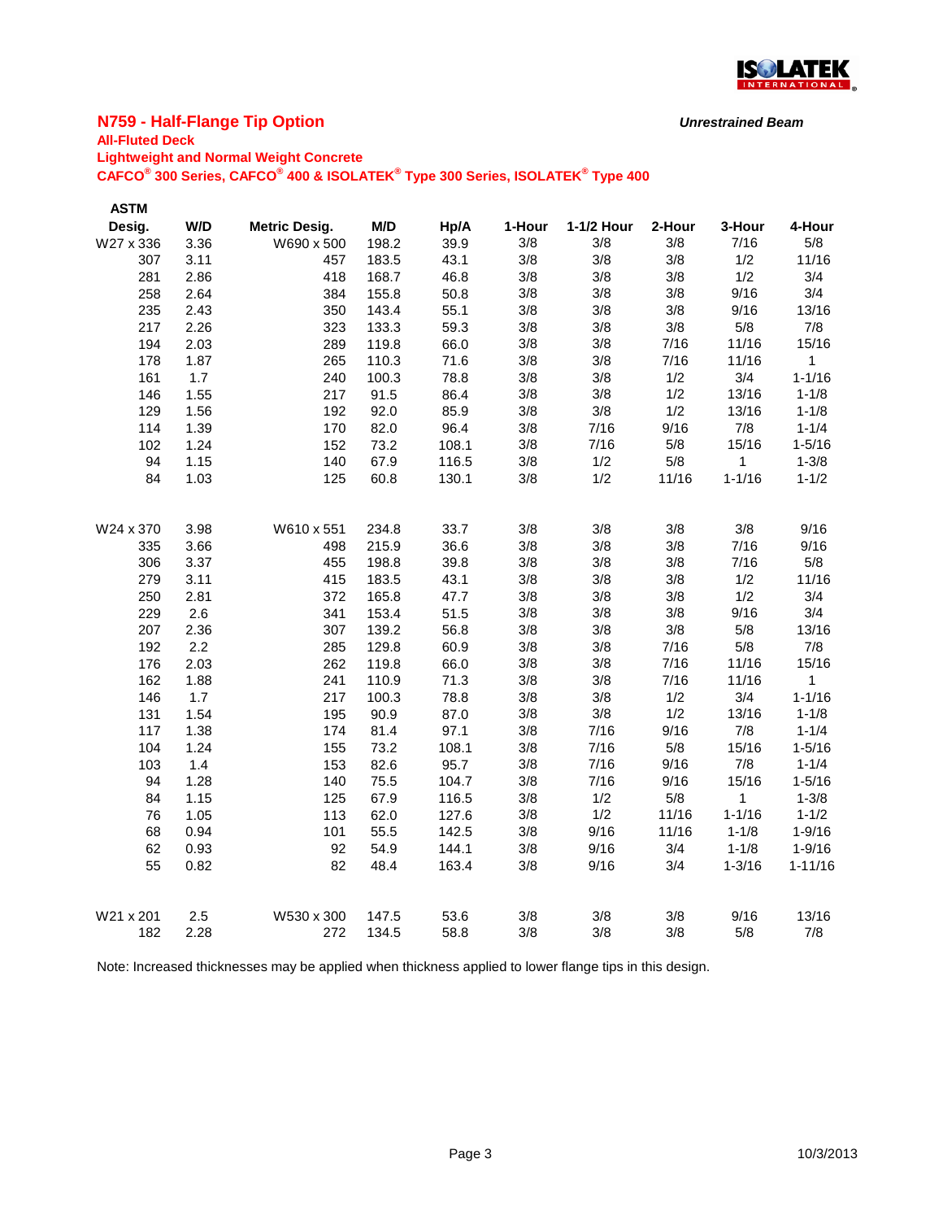## N759 - Half-Flange Tip Option

***Unrestrained Beam***

**All-Fluted Deck**

**Lightweight and Normal Weight Concrete**

**CAFCO® 300 Series, CAFCO® 400 & ISOLATEK® Type 300 Series, ISOLATEK® Type 400**

| ASTM Desig. | W/D | Metric Desig. | M/D | Hp/A | 1-Hour | 1-1/2 Hour | 2-Hour | 3-Hour | 4-Hour |
|---|---|---|---|---|---|---|---|---|---|
| W27 x 336 | 3.36 | W690 x 500 | 198.2 | 39.9 | 3/8 | 3/8 | 3/8 | 7/16 | 5/8 |
| 307 | 3.11 | 457 | 183.5 | 43.1 | 3/8 | 3/8 | 3/8 | 1/2 | 11/16 |
| 281 | 2.86 | 418 | 168.7 | 46.8 | 3/8 | 3/8 | 3/8 | 1/2 | 3/4 |
| 258 | 2.64 | 384 | 155.8 | 50.8 | 3/8 | 3/8 | 3/8 | 9/16 | 3/4 |
| 235 | 2.43 | 350 | 143.4 | 55.1 | 3/8 | 3/8 | 3/8 | 9/16 | 13/16 |
| 217 | 2.26 | 323 | 133.3 | 59.3 | 3/8 | 3/8 | 3/8 | 5/8 | 7/8 |
| 194 | 2.03 | 289 | 119.8 | 66.0 | 3/8 | 3/8 | 7/16 | 11/16 | 15/16 |
| 178 | 1.87 | 265 | 110.3 | 71.6 | 3/8 | 3/8 | 7/16 | 11/16 | 1 |
| 161 | 1.7 | 240 | 100.3 | 78.8 | 3/8 | 3/8 | 1/2 | 3/4 | 1-1/16 |
| 146 | 1.55 | 217 | 91.5 | 86.4 | 3/8 | 3/8 | 1/2 | 13/16 | 1-1/8 |
| 129 | 1.56 | 192 | 92.0 | 85.9 | 3/8 | 3/8 | 1/2 | 13/16 | 1-1/8 |
| 114 | 1.39 | 170 | 82.0 | 96.4 | 3/8 | 7/16 | 9/16 | 7/8 | 1-1/4 |
| 102 | 1.24 | 152 | 73.2 | 108.1 | 3/8 | 7/16 | 5/8 | 15/16 | 1-5/16 |
| 94 | 1.15 | 140 | 67.9 | 116.5 | 3/8 | 1/2 | 5/8 | 1 | 1-3/8 |
| 84 | 1.03 | 125 | 60.8 | 130.1 | 3/8 | 1/2 | 11/16 | 1-1/16 | 1-1/2 |
| W24 x 370 | 3.98 | W610 x 551 | 234.8 | 33.7 | 3/8 | 3/8 | 3/8 | 3/8 | 9/16 |
| 335 | 3.66 | 498 | 215.9 | 36.6 | 3/8 | 3/8 | 3/8 | 7/16 | 9/16 |
| 306 | 3.37 | 455 | 198.8 | 39.8 | 3/8 | 3/8 | 3/8 | 7/16 | 5/8 |
| 279 | 3.11 | 415 | 183.5 | 43.1 | 3/8 | 3/8 | 3/8 | 1/2 | 11/16 |
| 250 | 2.81 | 372 | 165.8 | 47.7 | 3/8 | 3/8 | 3/8 | 1/2 | 3/4 |
| 229 | 2.6 | 341 | 153.4 | 51.5 | 3/8 | 3/8 | 3/8 | 9/16 | 3/4 |
| 207 | 2.36 | 307 | 139.2 | 56.8 | 3/8 | 3/8 | 3/8 | 5/8 | 13/16 |
| 192 | 2.2 | 285 | 129.8 | 60.9 | 3/8 | 3/8 | 7/16 | 5/8 | 7/8 |
| 176 | 2.03 | 262 | 119.8 | 66.0 | 3/8 | 3/8 | 7/16 | 11/16 | 15/16 |
| 162 | 1.88 | 241 | 110.9 | 71.3 | 3/8 | 3/8 | 7/16 | 11/16 | 1 |
| 146 | 1.7 | 217 | 100.3 | 78.8 | 3/8 | 3/8 | 1/2 | 3/4 | 1-1/16 |
| 131 | 1.54 | 195 | 90.9 | 87.0 | 3/8 | 3/8 | 1/2 | 13/16 | 1-1/8 |
| 117 | 1.38 | 174 | 81.4 | 97.1 | 3/8 | 7/16 | 9/16 | 7/8 | 1-1/4 |
| 104 | 1.24 | 155 | 73.2 | 108.1 | 3/8 | 7/16 | 5/8 | 15/16 | 1-5/16 |
| 103 | 1.4 | 153 | 82.6 | 95.7 | 3/8 | 7/16 | 9/16 | 7/8 | 1-1/4 |
| 94 | 1.28 | 140 | 75.5 | 104.7 | 3/8 | 7/16 | 9/16 | 15/16 | 1-5/16 |
| 84 | 1.15 | 125 | 67.9 | 116.5 | 3/8 | 1/2 | 5/8 | 1 | 1-3/8 |
| 76 | 1.05 | 113 | 62.0 | 127.6 | 3/8 | 1/2 | 11/16 | 1-1/16 | 1-1/2 |
| 68 | 0.94 | 101 | 55.5 | 142.5 | 3/8 | 9/16 | 11/16 | 1-1/8 | 1-9/16 |
| 62 | 0.93 | 92 | 54.9 | 144.1 | 3/8 | 9/16 | 3/4 | 1-1/8 | 1-9/16 |
| 55 | 0.82 | 82 | 48.4 | 163.4 | 3/8 | 9/16 | 3/4 | 1-3/16 | 1-11/16 |
| W21 x 201 | 2.5 | W530 x 300 | 147.5 | 53.6 | 3/8 | 3/8 | 3/8 | 9/16 | 13/16 |
| 182 | 2.28 | 272 | 134.5 | 58.8 | 3/8 | 3/8 | 3/8 | 5/8 | 7/8 |

Note: Increased thicknesses may be applied when thickness applied to lower flange tips in this design.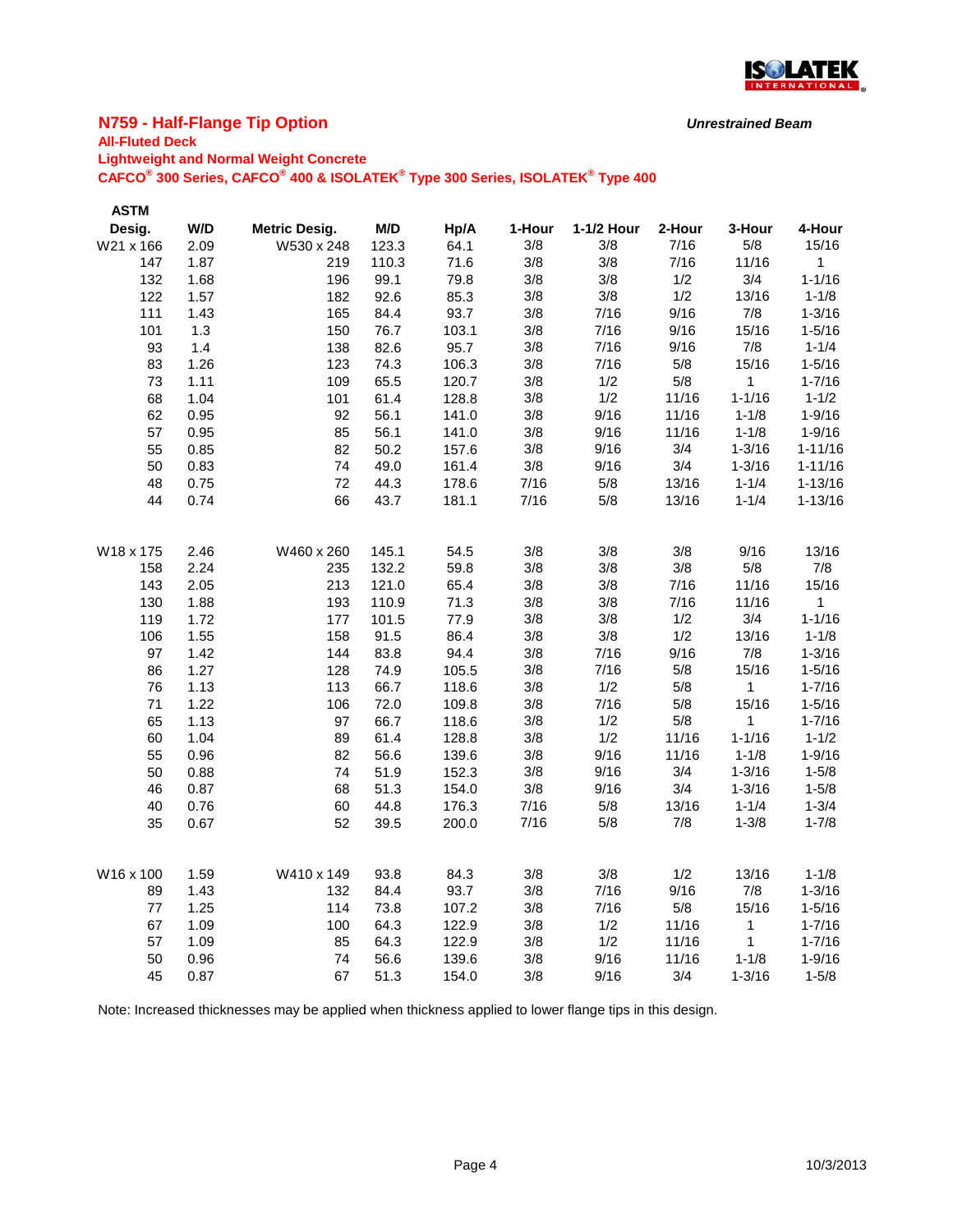## N759 - Half-Flange Tip Option

***Unrestrained Beam***

**All-Fluted Deck**

**Lightweight and Normal Weight Concrete**

**CAFCO® 300 Series, CAFCO® 400 & ISOLATEK® Type 300 Series, ISOLATEK® Type 400**

| ASTM Desig. | W/D | Metric Desig. | M/D | Hp/A | 1-Hour | 1-1/2 Hour | 2-Hour | 3-Hour | 4-Hour |
|---|---|---|---|---|---|---|---|---|---|
| W21 x 166 | 2.09 | W530 x 248 | 123.3 | 64.1 | 3/8 | 3/8 | 7/16 | 5/8 | 15/16 |
| 147 | 1.87 | 219 | 110.3 | 71.6 | 3/8 | 3/8 | 7/16 | 11/16 | 1 |
| 132 | 1.68 | 196 | 99.1 | 79.8 | 3/8 | 3/8 | 1/2 | 3/4 | 1-1/16 |
| 122 | 1.57 | 182 | 92.6 | 85.3 | 3/8 | 3/8 | 1/2 | 13/16 | 1-1/8 |
| 111 | 1.43 | 165 | 84.4 | 93.7 | 3/8 | 7/16 | 9/16 | 7/8 | 1-3/16 |
| 101 | 1.3 | 150 | 76.7 | 103.1 | 3/8 | 7/16 | 9/16 | 15/16 | 1-5/16 |
| 93 | 1.4 | 138 | 82.6 | 95.7 | 3/8 | 7/16 | 9/16 | 7/8 | 1-1/4 |
| 83 | 1.26 | 123 | 74.3 | 106.3 | 3/8 | 7/16 | 5/8 | 15/16 | 1-5/16 |
| 73 | 1.11 | 109 | 65.5 | 120.7 | 3/8 | 1/2 | 5/8 | 1 | 1-7/16 |
| 68 | 1.04 | 101 | 61.4 | 128.8 | 3/8 | 1/2 | 11/16 | 1-1/16 | 1-1/2 |
| 62 | 0.95 | 92 | 56.1 | 141.0 | 3/8 | 9/16 | 11/16 | 1-1/8 | 1-9/16 |
| 57 | 0.95 | 85 | 56.1 | 141.0 | 3/8 | 9/16 | 11/16 | 1-1/8 | 1-9/16 |
| 55 | 0.85 | 82 | 50.2 | 157.6 | 3/8 | 9/16 | 3/4 | 1-3/16 | 1-11/16 |
| 50 | 0.83 | 74 | 49.0 | 161.4 | 3/8 | 9/16 | 3/4 | 1-3/16 | 1-11/16 |
| 48 | 0.75 | 72 | 44.3 | 178.6 | 7/16 | 5/8 | 13/16 | 1-1/4 | 1-13/16 |
| 44 | 0.74 | 66 | 43.7 | 181.1 | 7/16 | 5/8 | 13/16 | 1-1/4 | 1-13/16 |
| | | | | | | | | | |
| W18 x 175 | 2.46 | W460 x 260 | 145.1 | 54.5 | 3/8 | 3/8 | 3/8 | 9/16 | 13/16 |
| 158 | 2.24 | 235 | 132.2 | 59.8 | 3/8 | 3/8 | 3/8 | 5/8 | 7/8 |
| 143 | 2.05 | 213 | 121.0 | 65.4 | 3/8 | 3/8 | 7/16 | 11/16 | 15/16 |
| 130 | 1.88 | 193 | 110.9 | 71.3 | 3/8 | 3/8 | 7/16 | 11/16 | 1 |
| 119 | 1.72 | 177 | 101.5 | 77.9 | 3/8 | 3/8 | 1/2 | 3/4 | 1-1/16 |
| 106 | 1.55 | 158 | 91.5 | 86.4 | 3/8 | 3/8 | 1/2 | 13/16 | 1-1/8 |
| 97 | 1.42 | 144 | 83.8 | 94.4 | 3/8 | 7/16 | 9/16 | 7/8 | 1-3/16 |
| 86 | 1.27 | 128 | 74.9 | 105.5 | 3/8 | 7/16 | 5/8 | 15/16 | 1-5/16 |
| 76 | 1.13 | 113 | 66.7 | 118.6 | 3/8 | 1/2 | 5/8 | 1 | 1-7/16 |
| 71 | 1.22 | 106 | 72.0 | 109.8 | 3/8 | 7/16 | 5/8 | 15/16 | 1-5/16 |
| 65 | 1.13 | 97 | 66.7 | 118.6 | 3/8 | 1/2 | 5/8 | 1 | 1-7/16 |
| 60 | 1.04 | 89 | 61.4 | 128.8 | 3/8 | 1/2 | 11/16 | 1-1/16 | 1-1/2 |
| 55 | 0.96 | 82 | 56.6 | 139.6 | 3/8 | 9/16 | 11/16 | 1-1/8 | 1-9/16 |
| 50 | 0.88 | 74 | 51.9 | 152.3 | 3/8 | 9/16 | 3/4 | 1-3/16 | 1-5/8 |
| 46 | 0.87 | 68 | 51.3 | 154.0 | 3/8 | 9/16 | 3/4 | 1-3/16 | 1-5/8 |
| 40 | 0.76 | 60 | 44.8 | 176.3 | 7/16 | 5/8 | 13/16 | 1-1/4 | 1-3/4 |
| 35 | 0.67 | 52 | 39.5 | 200.0 | 7/16 | 5/8 | 7/8 | 1-3/8 | 1-7/8 |
| | | | | | | | | | |
| W16 x 100 | 1.59 | W410 x 149 | 93.8 | 84.3 | 3/8 | 3/8 | 1/2 | 13/16 | 1-1/8 |
| 89 | 1.43 | 132 | 84.4 | 93.7 | 3/8 | 7/16 | 9/16 | 7/8 | 1-3/16 |
| 77 | 1.25 | 114 | 73.8 | 107.2 | 3/8 | 7/16 | 5/8 | 15/16 | 1-5/16 |
| 67 | 1.09 | 100 | 64.3 | 122.9 | 3/8 | 1/2 | 11/16 | 1 | 1-7/16 |
| 57 | 1.09 | 85 | 64.3 | 122.9 | 3/8 | 1/2 | 11/16 | 1 | 1-7/16 |
| 50 | 0.96 | 74 | 56.6 | 139.6 | 3/8 | 9/16 | 11/16 | 1-1/8 | 1-9/16 |
| 45 | 0.87 | 67 | 51.3 | 154.0 | 3/8 | 9/16 | 3/4 | 1-3/16 | 1-5/8 |

Note: Increased thicknesses may be applied when thickness applied to lower flange tips in this design.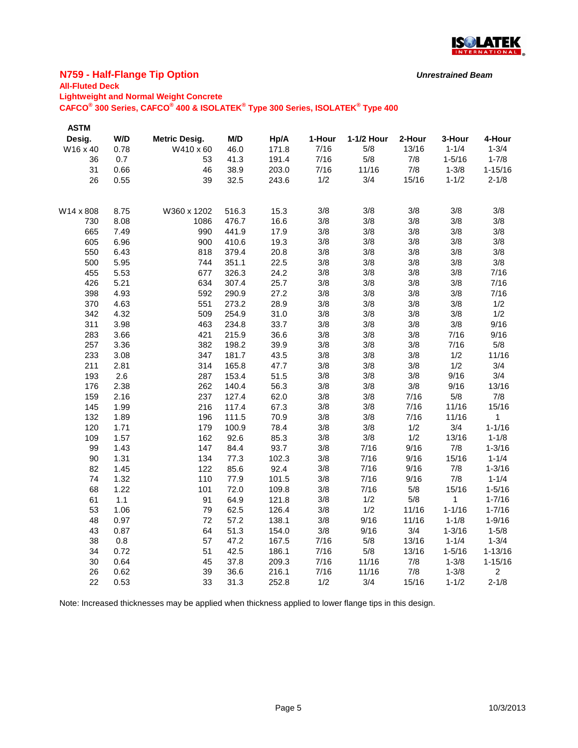## N759 - Half-Flange Tip Option

***Unrestrained Beam***

**All-Fluted Deck**

**Lightweight and Normal Weight Concrete**

**CAFCO® 300 Series, CAFCO® 400 & ISOLATEK® Type 300 Series, ISOLATEK® Type 400**

| ASTM Desig. | W/D | Metric Desig. | M/D | Hp/A | 1-Hour | 1-1/2 Hour | 2-Hour | 3-Hour | 4-Hour |
|---|---|---|---|---|---|---|---|---|---|
| W16 x 40 | 0.78 | W410 x 60 | 46.0 | 171.8 | 7/16 | 5/8 | 13/16 | 1-1/4 | 1-3/4 |
| 36 | 0.7 | 53 | 41.3 | 191.4 | 7/16 | 5/8 | 7/8 | 1-5/16 | 1-7/8 |
| 31 | 0.66 | 46 | 38.9 | 203.0 | 7/16 | 11/16 | 7/8 | 1-3/8 | 1-15/16 |
| 26 | 0.55 | 39 | 32.5 | 243.6 | 1/2 | 3/4 | 15/16 | 1-1/2 | 2-1/8 |
| | | | | | | | | | |
| W14 x 808 | 8.75 | W360 x 1202 | 516.3 | 15.3 | 3/8 | 3/8 | 3/8 | 3/8 | 3/8 |
| 730 | 8.08 | 1086 | 476.7 | 16.6 | 3/8 | 3/8 | 3/8 | 3/8 | 3/8 |
| 665 | 7.49 | 990 | 441.9 | 17.9 | 3/8 | 3/8 | 3/8 | 3/8 | 3/8 |
| 605 | 6.96 | 900 | 410.6 | 19.3 | 3/8 | 3/8 | 3/8 | 3/8 | 3/8 |
| 550 | 6.43 | 818 | 379.4 | 20.8 | 3/8 | 3/8 | 3/8 | 3/8 | 3/8 |
| 500 | 5.95 | 744 | 351.1 | 22.5 | 3/8 | 3/8 | 3/8 | 3/8 | 3/8 |
| 455 | 5.53 | 677 | 326.3 | 24.2 | 3/8 | 3/8 | 3/8 | 3/8 | 7/16 |
| 426 | 5.21 | 634 | 307.4 | 25.7 | 3/8 | 3/8 | 3/8 | 3/8 | 7/16 |
| 398 | 4.93 | 592 | 290.9 | 27.2 | 3/8 | 3/8 | 3/8 | 3/8 | 7/16 |
| 370 | 4.63 | 551 | 273.2 | 28.9 | 3/8 | 3/8 | 3/8 | 3/8 | 1/2 |
| 342 | 4.32 | 509 | 254.9 | 31.0 | 3/8 | 3/8 | 3/8 | 3/8 | 1/2 |
| 311 | 3.98 | 463 | 234.8 | 33.7 | 3/8 | 3/8 | 3/8 | 3/8 | 9/16 |
| 283 | 3.66 | 421 | 215.9 | 36.6 | 3/8 | 3/8 | 3/8 | 7/16 | 9/16 |
| 257 | 3.36 | 382 | 198.2 | 39.9 | 3/8 | 3/8 | 3/8 | 7/16 | 5/8 |
| 233 | 3.08 | 347 | 181.7 | 43.5 | 3/8 | 3/8 | 3/8 | 1/2 | 11/16 |
| 211 | 2.81 | 314 | 165.8 | 47.7 | 3/8 | 3/8 | 3/8 | 1/2 | 3/4 |
| 193 | 2.6 | 287 | 153.4 | 51.5 | 3/8 | 3/8 | 3/8 | 9/16 | 3/4 |
| 176 | 2.38 | 262 | 140.4 | 56.3 | 3/8 | 3/8 | 3/8 | 9/16 | 13/16 |
| 159 | 2.16 | 237 | 127.4 | 62.0 | 3/8 | 3/8 | 7/16 | 5/8 | 7/8 |
| 145 | 1.99 | 216 | 117.4 | 67.3 | 3/8 | 3/8 | 7/16 | 11/16 | 15/16 |
| 132 | 1.89 | 196 | 111.5 | 70.9 | 3/8 | 3/8 | 7/16 | 11/16 | 1 |
| 120 | 1.71 | 179 | 100.9 | 78.4 | 3/8 | 3/8 | 1/2 | 3/4 | 1-1/16 |
| 109 | 1.57 | 162 | 92.6 | 85.3 | 3/8 | 3/8 | 1/2 | 13/16 | 1-1/8 |
| 99 | 1.43 | 147 | 84.4 | 93.7 | 3/8 | 7/16 | 9/16 | 7/8 | 1-3/16 |
| 90 | 1.31 | 134 | 77.3 | 102.3 | 3/8 | 7/16 | 9/16 | 15/16 | 1-1/4 |
| 82 | 1.45 | 122 | 85.6 | 92.4 | 3/8 | 7/16 | 9/16 | 7/8 | 1-3/16 |
| 74 | 1.32 | 110 | 77.9 | 101.5 | 3/8 | 7/16 | 9/16 | 7/8 | 1-1/4 |
| 68 | 1.22 | 101 | 72.0 | 109.8 | 3/8 | 7/16 | 5/8 | 15/16 | 1-5/16 |
| 61 | 1.1 | 91 | 64.9 | 121.8 | 3/8 | 1/2 | 5/8 | 1 | 1-7/16 |
| 53 | 1.06 | 79 | 62.5 | 126.4 | 3/8 | 1/2 | 11/16 | 1-1/16 | 1-7/16 |
| 48 | 0.97 | 72 | 57.2 | 138.1 | 3/8 | 9/16 | 11/16 | 1-1/8 | 1-9/16 |
| 43 | 0.87 | 64 | 51.3 | 154.0 | 3/8 | 9/16 | 3/4 | 1-3/16 | 1-5/8 |
| 38 | 0.8 | 57 | 47.2 | 167.5 | 7/16 | 5/8 | 13/16 | 1-1/4 | 1-3/4 |
| 34 | 0.72 | 51 | 42.5 | 186.1 | 7/16 | 5/8 | 13/16 | 1-5/16 | 1-13/16 |
| 30 | 0.64 | 45 | 37.8 | 209.3 | 7/16 | 11/16 | 7/8 | 1-3/8 | 1-15/16 |
| 26 | 0.62 | 39 | 36.6 | 216.1 | 7/16 | 11/16 | 7/8 | 1-3/8 | 2 |
| 22 | 0.53 | 33 | 31.3 | 252.8 | 1/2 | 3/4 | 15/16 | 1-1/2 | 2-1/8 |

Note: Increased thicknesses may be applied when thickness applied to lower flange tips in this design.

10/3/2013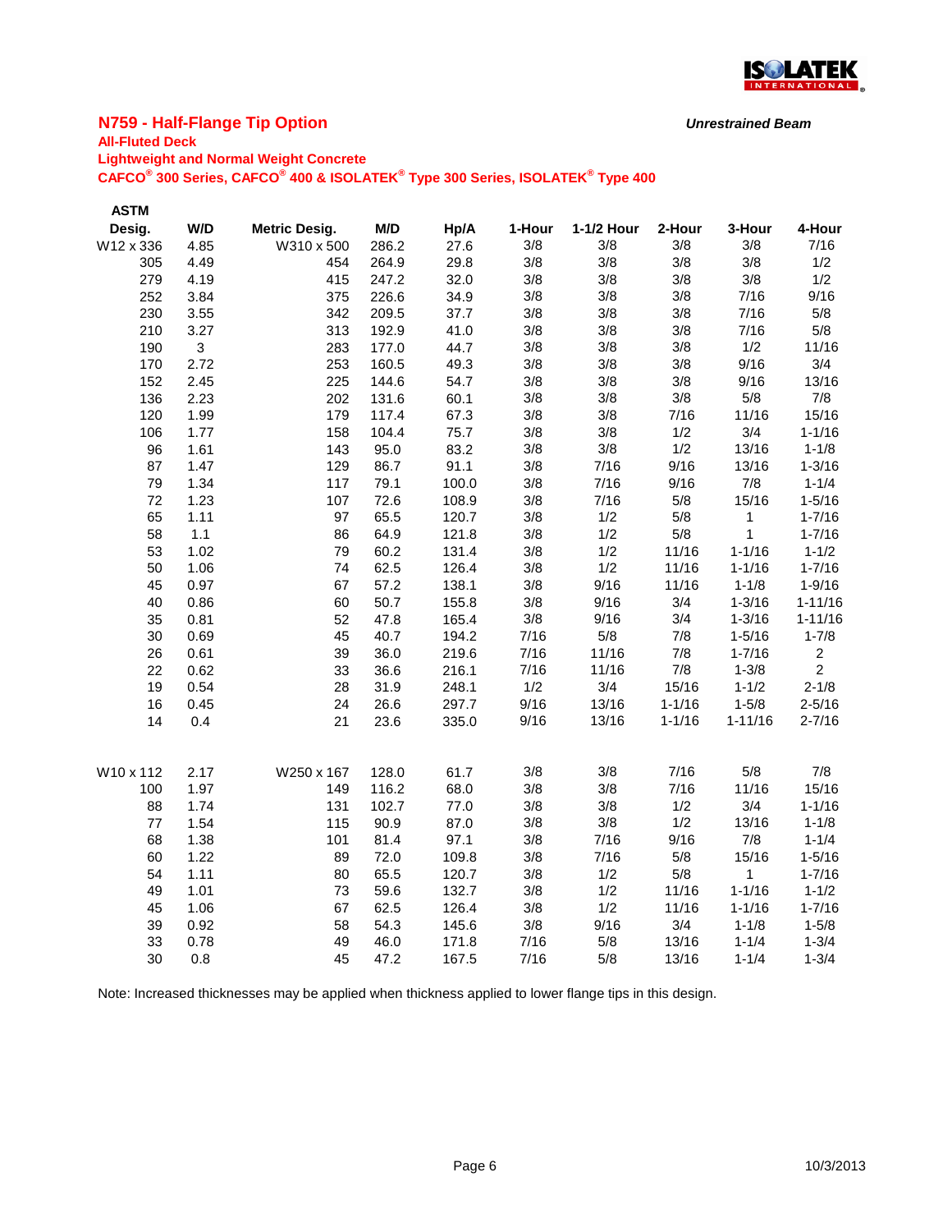## N759 - Half-Flange Tip Option

*Unrestrained Beam*

**All-Fluted Deck**

**Lightweight and Normal Weight Concrete**

**CAFCO® 300 Series, CAFCO® 400 & ISOLATEK® Type 300 Series, ISOLATEK® Type 400**

| ASTM Desig. | W/D | Metric Desig. | M/D | Hp/A | 1-Hour | 1-1/2 Hour | 2-Hour | 3-Hour | 4-Hour |
|---|---|---|---|---|---|---|---|---|---|
| W12 x 336 | 4.85 | W310 x 500 | 286.2 | 27.6 | 3/8 | 3/8 | 3/8 | 3/8 | 7/16 |
| 305 | 4.49 | 454 | 264.9 | 29.8 | 3/8 | 3/8 | 3/8 | 3/8 | 1/2 |
| 279 | 4.19 | 415 | 247.2 | 32.0 | 3/8 | 3/8 | 3/8 | 3/8 | 1/2 |
| 252 | 3.84 | 375 | 226.6 | 34.9 | 3/8 | 3/8 | 3/8 | 7/16 | 9/16 |
| 230 | 3.55 | 342 | 209.5 | 37.7 | 3/8 | 3/8 | 3/8 | 7/16 | 5/8 |
| 210 | 3.27 | 313 | 192.9 | 41.0 | 3/8 | 3/8 | 3/8 | 7/16 | 5/8 |
| 190 | 3 | 283 | 177.0 | 44.7 | 3/8 | 3/8 | 3/8 | 1/2 | 11/16 |
| 170 | 2.72 | 253 | 160.5 | 49.3 | 3/8 | 3/8 | 3/8 | 9/16 | 3/4 |
| 152 | 2.45 | 225 | 144.6 | 54.7 | 3/8 | 3/8 | 3/8 | 9/16 | 13/16 |
| 136 | 2.23 | 202 | 131.6 | 60.1 | 3/8 | 3/8 | 3/8 | 5/8 | 7/8 |
| 120 | 1.99 | 179 | 117.4 | 67.3 | 3/8 | 3/8 | 7/16 | 11/16 | 15/16 |
| 106 | 1.77 | 158 | 104.4 | 75.7 | 3/8 | 3/8 | 1/2 | 3/4 | 1-1/16 |
| 96 | 1.61 | 143 | 95.0 | 83.2 | 3/8 | 3/8 | 1/2 | 13/16 | 1-1/8 |
| 87 | 1.47 | 129 | 86.7 | 91.1 | 3/8 | 7/16 | 9/16 | 13/16 | 1-3/16 |
| 79 | 1.34 | 117 | 79.1 | 100.0 | 3/8 | 7/16 | 9/16 | 7/8 | 1-1/4 |
| 72 | 1.23 | 107 | 72.6 | 108.9 | 3/8 | 7/16 | 5/8 | 15/16 | 1-5/16 |
| 65 | 1.11 | 97 | 65.5 | 120.7 | 3/8 | 1/2 | 5/8 | 1 | 1-7/16 |
| 58 | 1.1 | 86 | 64.9 | 121.8 | 3/8 | 1/2 | 5/8 | 1 | 1-7/16 |
| 53 | 1.02 | 79 | 60.2 | 131.4 | 3/8 | 1/2 | 11/16 | 1-1/16 | 1-1/2 |
| 50 | 1.06 | 74 | 62.5 | 126.4 | 3/8 | 1/2 | 11/16 | 1-1/16 | 1-7/16 |
| 45 | 0.97 | 67 | 57.2 | 138.1 | 3/8 | 9/16 | 11/16 | 1-1/8 | 1-9/16 |
| 40 | 0.86 | 60 | 50.7 | 155.8 | 3/8 | 9/16 | 3/4 | 1-3/16 | 1-11/16 |
| 35 | 0.81 | 52 | 47.8 | 165.4 | 3/8 | 9/16 | 3/4 | 1-3/16 | 1-11/16 |
| 30 | 0.69 | 45 | 40.7 | 194.2 | 7/16 | 5/8 | 7/8 | 1-5/16 | 1-7/8 |
| 26 | 0.61 | 39 | 36.0 | 219.6 | 7/16 | 11/16 | 7/8 | 1-7/16 | 2 |
| 22 | 0.62 | 33 | 36.6 | 216.1 | 7/16 | 11/16 | 7/8 | 1-3/8 | 2 |
| 19 | 0.54 | 28 | 31.9 | 248.1 | 1/2 | 3/4 | 15/16 | 1-1/2 | 2-1/8 |
| 16 | 0.45 | 24 | 26.6 | 297.7 | 9/16 | 13/16 | 1-1/16 | 1-5/8 | 2-5/16 |
| 14 | 0.4 | 21 | 23.6 | 335.0 | 9/16 | 13/16 | 1-1/16 | 1-11/16 | 2-7/16 |
| | | | | | | | | | |
| W10 x 112 | 2.17 | W250 x 167 | 128.0 | 61.7 | 3/8 | 3/8 | 7/16 | 5/8 | 7/8 |
| 100 | 1.97 | 149 | 116.2 | 68.0 | 3/8 | 3/8 | 7/16 | 11/16 | 15/16 |
| 88 | 1.74 | 131 | 102.7 | 77.0 | 3/8 | 3/8 | 1/2 | 3/4 | 1-1/16 |
| 77 | 1.54 | 115 | 90.9 | 87.0 | 3/8 | 3/8 | 1/2 | 13/16 | 1-1/8 |
| 68 | 1.38 | 101 | 81.4 | 97.1 | 3/8 | 7/16 | 9/16 | 7/8 | 1-1/4 |
| 60 | 1.22 | 89 | 72.0 | 109.8 | 3/8 | 7/16 | 5/8 | 15/16 | 1-5/16 |
| 54 | 1.11 | 80 | 65.5 | 120.7 | 3/8 | 1/2 | 5/8 | 1 | 1-7/16 |
| 49 | 1.01 | 73 | 59.6 | 132.7 | 3/8 | 1/2 | 11/16 | 1-1/16 | 1-1/2 |
| 45 | 1.06 | 67 | 62.5 | 126.4 | 3/8 | 1/2 | 11/16 | 1-1/16 | 1-7/16 |
| 39 | 0.92 | 58 | 54.3 | 145.6 | 3/8 | 9/16 | 3/4 | 1-1/8 | 1-5/8 |
| 33 | 0.78 | 49 | 46.0 | 171.8 | 7/16 | 5/8 | 13/16 | 1-1/4 | 1-3/4 |
| 30 | 0.8 | 45 | 47.2 | 167.5 | 7/16 | 5/8 | 13/16 | 1-1/4 | 1-3/4 |

Note: Increased thicknesses may be applied when thickness applied to lower flange tips in this design.

10/3/2013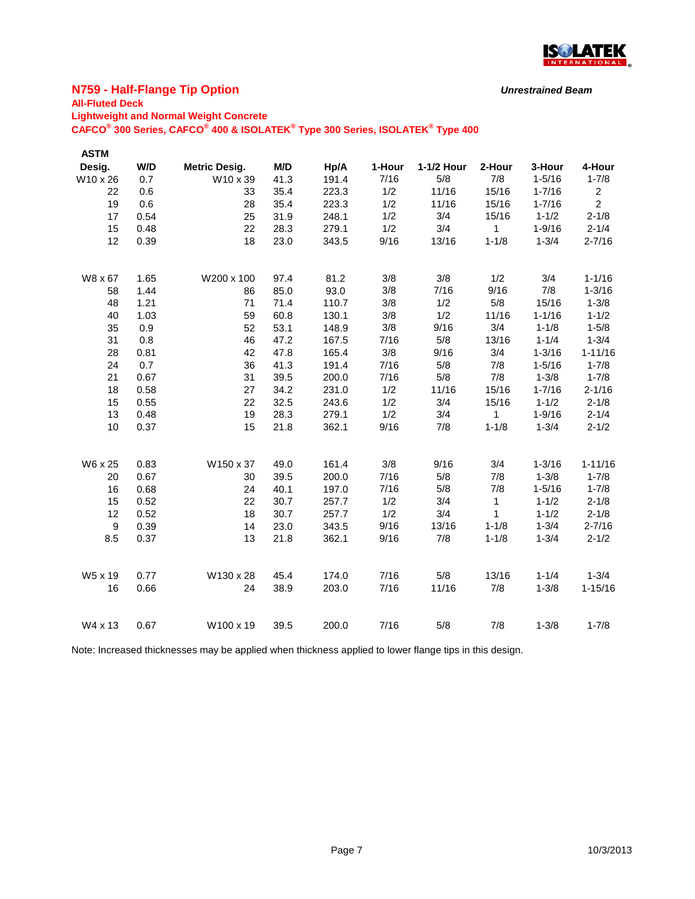## N759 - Half-Flange Tip Option

***Unrestrained Beam***

**All-Fluted Deck**

**Lightweight and Normal Weight Concrete**

**CAFCO® 300 Series, CAFCO® 400 & ISOLATEK® Type 300 Series, ISOLATEK® Type 400**

| ASTM Desig. | W/D | Metric Desig. | M/D | Hp/A | 1-Hour | 1-1/2 Hour | 2-Hour | 3-Hour | 4-Hour |
|---|---|---|---|---|---|---|---|---|---|
| W10 x 26 | 0.7 | W10 x 39 | 41.3 | 191.4 | 7/16 | 5/8 | 7/8 | 1-5/16 | 1-7/8 |
| 22 | 0.6 | 33 | 35.4 | 223.3 | 1/2 | 11/16 | 15/16 | 1-7/16 | 2 |
| 19 | 0.6 | 28 | 35.4 | 223.3 | 1/2 | 11/16 | 15/16 | 1-7/16 | 2 |
| 17 | 0.54 | 25 | 31.9 | 248.1 | 1/2 | 3/4 | 15/16 | 1-1/2 | 2-1/8 |
| 15 | 0.48 | 22 | 28.3 | 279.1 | 1/2 | 3/4 | 1 | 1-9/16 | 2-1/4 |
| 12 | 0.39 | 18 | 23.0 | 343.5 | 9/16 | 13/16 | 1-1/8 | 1-3/4 | 2-7/16 |
| | | | | | | | | | |
| W8 x 67 | 1.65 | W200 x 100 | 97.4 | 81.2 | 3/8 | 3/8 | 1/2 | 3/4 | 1-1/16 |
| 58 | 1.44 | 86 | 85.0 | 93.0 | 3/8 | 7/16 | 9/16 | 7/8 | 1-3/16 |
| 48 | 1.21 | 71 | 71.4 | 110.7 | 3/8 | 1/2 | 5/8 | 15/16 | 1-3/8 |
| 40 | 1.03 | 59 | 60.8 | 130.1 | 3/8 | 1/2 | 11/16 | 1-1/16 | 1-1/2 |
| 35 | 0.9 | 52 | 53.1 | 148.9 | 3/8 | 9/16 | 3/4 | 1-1/8 | 1-5/8 |
| 31 | 0.8 | 46 | 47.2 | 167.5 | 7/16 | 5/8 | 13/16 | 1-1/4 | 1-3/4 |
| 28 | 0.81 | 42 | 47.8 | 165.4 | 3/8 | 9/16 | 3/4 | 1-3/16 | 1-11/16 |
| 24 | 0.7 | 36 | 41.3 | 191.4 | 7/16 | 5/8 | 7/8 | 1-5/16 | 1-7/8 |
| 21 | 0.67 | 31 | 39.5 | 200.0 | 7/16 | 5/8 | 7/8 | 1-3/8 | 1-7/8 |
| 18 | 0.58 | 27 | 34.2 | 231.0 | 1/2 | 11/16 | 15/16 | 1-7/16 | 2-1/16 |
| 15 | 0.55 | 22 | 32.5 | 243.6 | 1/2 | 3/4 | 15/16 | 1-1/2 | 2-1/8 |
| 13 | 0.48 | 19 | 28.3 | 279.1 | 1/2 | 3/4 | 1 | 1-9/16 | 2-1/4 |
| 10 | 0.37 | 15 | 21.8 | 362.1 | 9/16 | 7/8 | 1-1/8 | 1-3/4 | 2-1/2 |
| | | | | | | | | | |
| W6 x 25 | 0.83 | W150 x 37 | 49.0 | 161.4 | 3/8 | 9/16 | 3/4 | 1-3/16 | 1-11/16 |
| 20 | 0.67 | 30 | 39.5 | 200.0 | 7/16 | 5/8 | 7/8 | 1-3/8 | 1-7/8 |
| 16 | 0.68 | 24 | 40.1 | 197.0 | 7/16 | 5/8 | 7/8 | 1-5/16 | 1-7/8 |
| 15 | 0.52 | 22 | 30.7 | 257.7 | 1/2 | 3/4 | 1 | 1-1/2 | 2-1/8 |
| 12 | 0.52 | 18 | 30.7 | 257.7 | 1/2 | 3/4 | 1 | 1-1/2 | 2-1/8 |
| 9 | 0.39 | 14 | 23.0 | 343.5 | 9/16 | 13/16 | 1-1/8 | 1-3/4 | 2-7/16 |
| 8.5 | 0.37 | 13 | 21.8 | 362.1 | 9/16 | 7/8 | 1-1/8 | 1-3/4 | 2-1/2 |
| | | | | | | | | | |
| W5 x 19 | 0.77 | W130 x 28 | 45.4 | 174.0 | 7/16 | 5/8 | 13/16 | 1-1/4 | 1-3/4 |
| 16 | 0.66 | 24 | 38.9 | 203.0 | 7/16 | 11/16 | 7/8 | 1-3/8 | 1-15/16 |
| | | | | | | | | | |
| W4 x 13 | 0.67 | W100 x 19 | 39.5 | 200.0 | 7/16 | 5/8 | 7/8 | 1-3/8 | 1-7/8 |

Note: Increased thicknesses may be applied when thickness applied to lower flange tips in this design.

10/3/2013